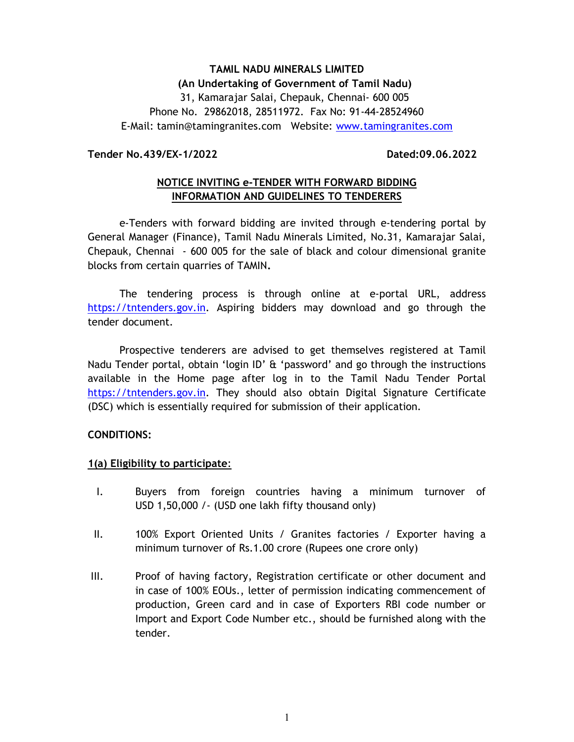**TAMIL NADU MINERALS LIMITED**
**(An Undertaking of Government of Tamil Nadu)**
31, Kamarajar Salai, Chepauk, Chennai- 600 005
Phone No. 29862018, 28511972. Fax No: 91-44-28524960
E-Mail: tamin@tamingranites.com Website: www.tamingranites.com

**Tender No.439/EX-1/2022** **Dated:09.06.2022**

**NOTICE INVITING e-TENDER WITH FORWARD BIDDING**
**INFORMATION AND GUIDELINES TO TENDERERS**

e-Tenders with forward bidding are invited through e-tendering portal by General Manager (Finance), Tamil Nadu Minerals Limited, No.31, Kamarajar Salai, Chepauk, Chennai - 600 005 for the sale of black and colour dimensional granite blocks from certain quarries of TAMIN**.**

The tendering process is through online at e-portal URL, address https://tntenders.gov.in. Aspiring bidders may download and go through the tender document.

Prospective tenderers are advised to get themselves registered at Tamil Nadu Tender portal, obtain 'login ID' & 'password' and go through the instructions available in the Home page after log in to the Tamil Nadu Tender Portal https://tntenders.gov.in. They should also obtain Digital Signature Certificate (DSC) which is essentially required for submission of their application.

**CONDITIONS:**

**1(a) Eligibility to participate**:

I. Buyers from foreign countries having a minimum turnover of USD 1,50,000 /- (USD one lakh fifty thousand only)

II. 100% Export Oriented Units / Granites factories / Exporter having a minimum turnover of Rs.1.00 crore (Rupees one crore only)

III. Proof of having factory, Registration certificate or other document and in case of 100% EOUs., letter of permission indicating commencement of production, Green card and in case of Exporters RBI code number or Import and Export Code Number etc., should be furnished along with the tender.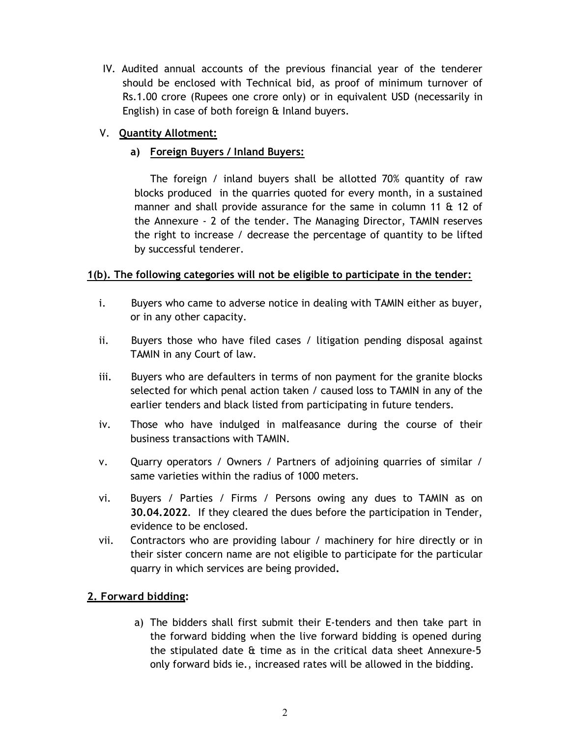IV. Audited annual accounts of the previous financial year of the tenderer should be enclosed with Technical bid, as proof of minimum turnover of Rs.1.00 crore (Rupees one crore only) or in equivalent USD (necessarily in English) in case of both foreign & Inland buyers.

V. **Quantity Allotment:**

**a) Foreign Buyers / Inland Buyers:**

The foreign / inland buyers shall be allotted 70% quantity of raw blocks produced in the quarries quoted for every month, in a sustained manner and shall provide assurance for the same in column 11 & 12 of the Annexure - 2 of the tender. The Managing Director, TAMIN reserves the right to increase / decrease the percentage of quantity to be lifted by successful tenderer.

**1(b). The following categories will not be eligible to participate in the tender:**

i. Buyers who came to adverse notice in dealing with TAMIN either as buyer, or in any other capacity.

ii. Buyers those who have filed cases / litigation pending disposal against TAMIN in any Court of law.

iii. Buyers who are defaulters in terms of non payment for the granite blocks selected for which penal action taken / caused loss to TAMIN in any of the earlier tenders and black listed from participating in future tenders.

iv. Those who have indulged in malfeasance during the course of their business transactions with TAMIN.

v. Quarry operators / Owners / Partners of adjoining quarries of similar / same varieties within the radius of 1000 meters.

vi. Buyers / Parties / Firms / Persons owing any dues to TAMIN as on **30.04.2022**. If they cleared the dues before the participation in Tender, evidence to be enclosed.

vii. Contractors who are providing labour / machinery for hire directly or in their sister concern name are not eligible to participate for the particular quarry in which services are being provided**.**

**2. Forward bidding:**

a) The bidders shall first submit their E-tenders and then take part in the forward bidding when the live forward bidding is opened during the stipulated date & time as in the critical data sheet Annexure-5 only forward bids ie., increased rates will be allowed in the bidding.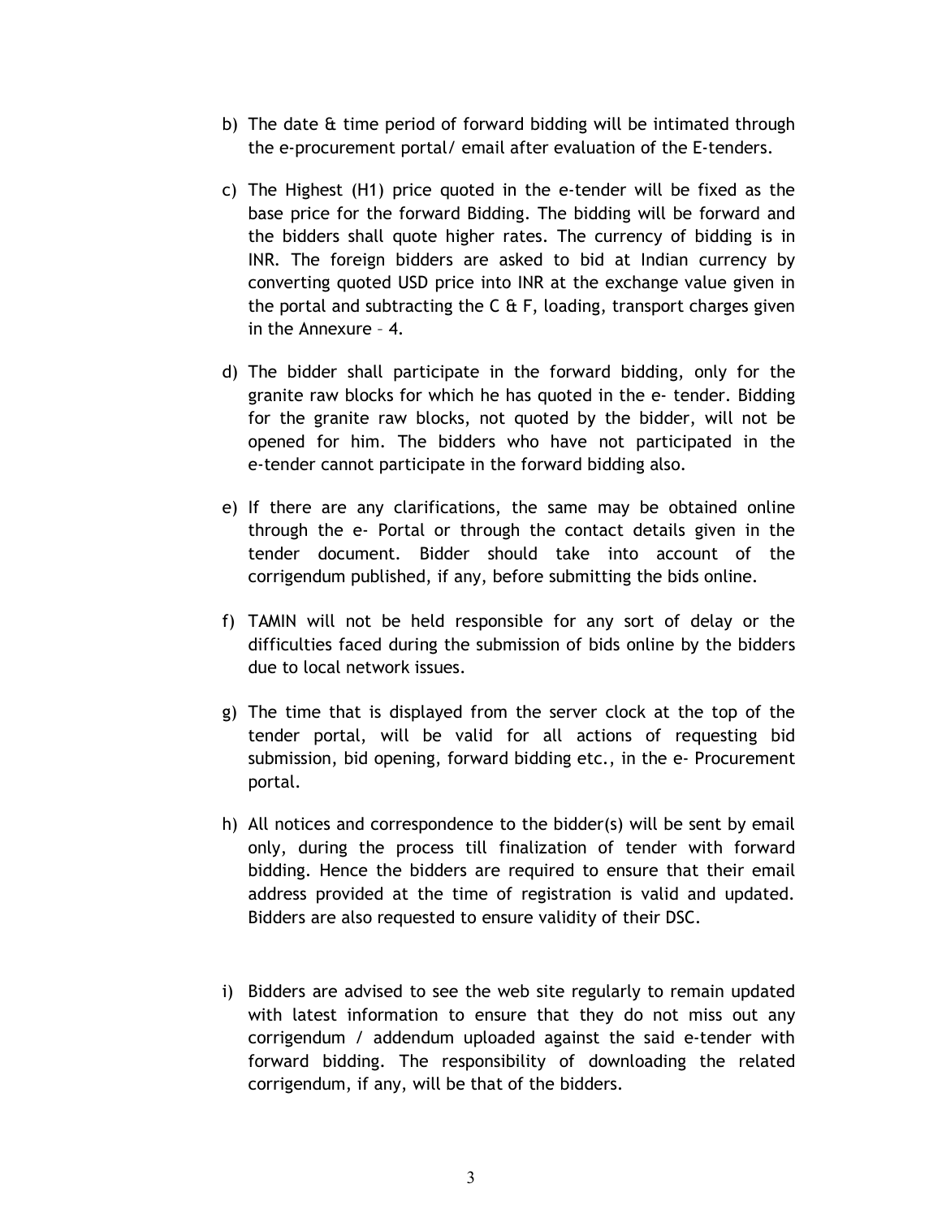b) The date & time period of forward bidding will be intimated through the e-procurement portal/ email after evaluation of the E-tenders.

c) The Highest (H1) price quoted in the e-tender will be fixed as the base price for the forward Bidding. The bidding will be forward and the bidders shall quote higher rates. The currency of bidding is in INR. The foreign bidders are asked to bid at Indian currency by converting quoted USD price into INR at the exchange value given in the portal and subtracting the C & F, loading, transport charges given in the Annexure – 4.

d) The bidder shall participate in the forward bidding, only for the granite raw blocks for which he has quoted in the e- tender. Bidding for the granite raw blocks, not quoted by the bidder, will not be opened for him. The bidders who have not participated in the e-tender cannot participate in the forward bidding also.

e) If there are any clarifications, the same may be obtained online through the e- Portal or through the contact details given in the tender document. Bidder should take into account of the corrigendum published, if any, before submitting the bids online.

f) TAMIN will not be held responsible for any sort of delay or the difficulties faced during the submission of bids online by the bidders due to local network issues.

g) The time that is displayed from the server clock at the top of the tender portal, will be valid for all actions of requesting bid submission, bid opening, forward bidding etc., in the e- Procurement portal.

h) All notices and correspondence to the bidder(s) will be sent by email only, during the process till finalization of tender with forward bidding. Hence the bidders are required to ensure that their email address provided at the time of registration is valid and updated. Bidders are also requested to ensure validity of their DSC.

i) Bidders are advised to see the web site regularly to remain updated with latest information to ensure that they do not miss out any corrigendum / addendum uploaded against the said e-tender with forward bidding. The responsibility of downloading the related corrigendum, if any, will be that of the bidders.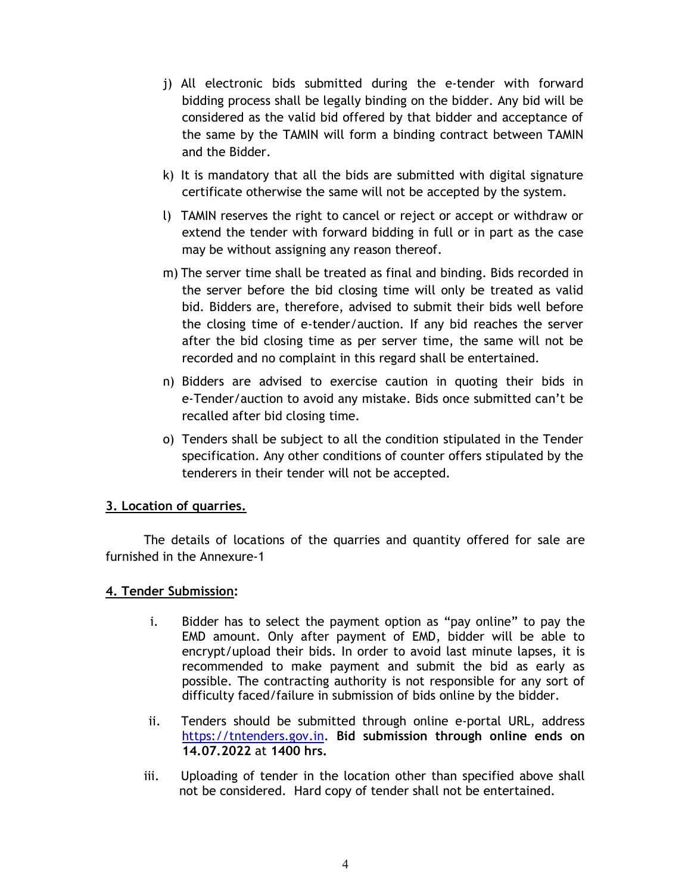j) All electronic bids submitted during the e-tender with forward bidding process shall be legally binding on the bidder. Any bid will be considered as the valid bid offered by that bidder and acceptance of the same by the TAMIN will form a binding contract between TAMIN and the Bidder.

k) It is mandatory that all the bids are submitted with digital signature certificate otherwise the same will not be accepted by the system.

l) TAMIN reserves the right to cancel or reject or accept or withdraw or extend the tender with forward bidding in full or in part as the case may be without assigning any reason thereof.

m) The server time shall be treated as final and binding. Bids recorded in the server before the bid closing time will only be treated as valid bid. Bidders are, therefore, advised to submit their bids well before the closing time of e-tender/auction. If any bid reaches the server after the bid closing time as per server time, the same will not be recorded and no complaint in this regard shall be entertained.

n) Bidders are advised to exercise caution in quoting their bids in e-Tender/auction to avoid any mistake. Bids once submitted can't be recalled after bid closing time.

o) Tenders shall be subject to all the condition stipulated in the Tender specification. Any other conditions of counter offers stipulated by the tenderers in their tender will not be accepted.

## 3. Location of quarries.

The details of locations of the quarries and quantity offered for sale are furnished in the Annexure-1

## 4. Tender Submission:

i. Bidder has to select the payment option as "pay online" to pay the EMD amount. Only after payment of EMD, bidder will be able to encrypt/upload their bids. In order to avoid last minute lapses, it is recommended to make payment and submit the bid as early as possible. The contracting authority is not responsible for any sort of difficulty faced/failure in submission of bids online by the bidder.

ii. Tenders should be submitted through online e-portal URL, address https://tntenders.gov.in. **Bid submission through online ends on 14.07.2022** at **1400 hrs.**

iii. Uploading of tender in the location other than specified above shall not be considered. Hard copy of tender shall not be entertained.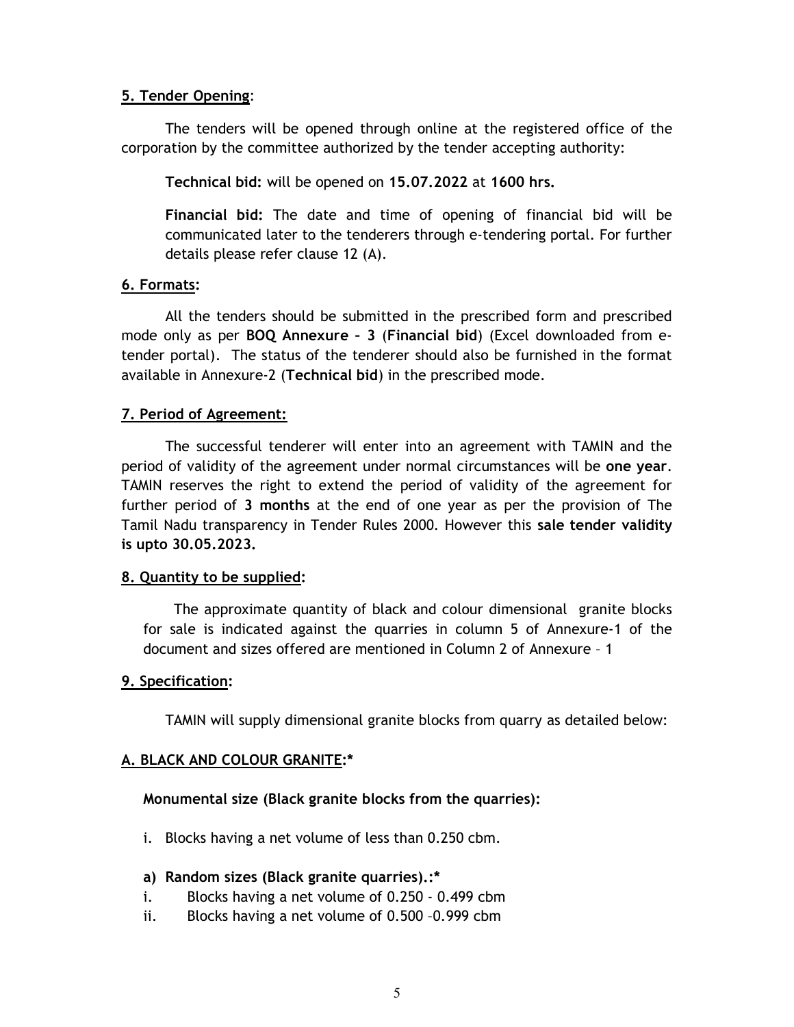**5. Tender Opening**:

The tenders will be opened through online at the registered office of the corporation by the committee authorized by the tender accepting authority:

**Technical bid:** will be opened on **15.07.2022** at **1600 hrs.**

**Financial bid:** The date and time of opening of financial bid will be communicated later to the tenderers through e-tendering portal. For further details please refer clause 12 (A).

**6. Formats:**

All the tenders should be submitted in the prescribed form and prescribed mode only as per **BOQ Annexure – 3** (**Financial bid**) (Excel downloaded from e-tender portal). The status of the tenderer should also be furnished in the format available in Annexure-2 (**Technical bid**) in the prescribed mode.

**7. Period of Agreement:**

The successful tenderer will enter into an agreement with TAMIN and the period of validity of the agreement under normal circumstances will be **one year**. TAMIN reserves the right to extend the period of validity of the agreement for further period of **3 months** at the end of one year as per the provision of The Tamil Nadu transparency in Tender Rules 2000. However this **sale tender validity is upto 30.05.2023.**

**8. Quantity to be supplied:**

The approximate quantity of black and colour dimensional granite blocks for sale is indicated against the quarries in column 5 of Annexure-1 of the document and sizes offered are mentioned in Column 2 of Annexure – 1

**9. Specification:**

TAMIN will supply dimensional granite blocks from quarry as detailed below:

**A. BLACK AND COLOUR GRANITE:***

**Monumental size (Black granite blocks from the quarries):**

i. Blocks having a net volume of less than 0.250 cbm.

**a) Random sizes (Black granite quarries).:***

i. Blocks having a net volume of 0.250 - 0.499 cbm
ii. Blocks having a net volume of 0.500 –0.999 cbm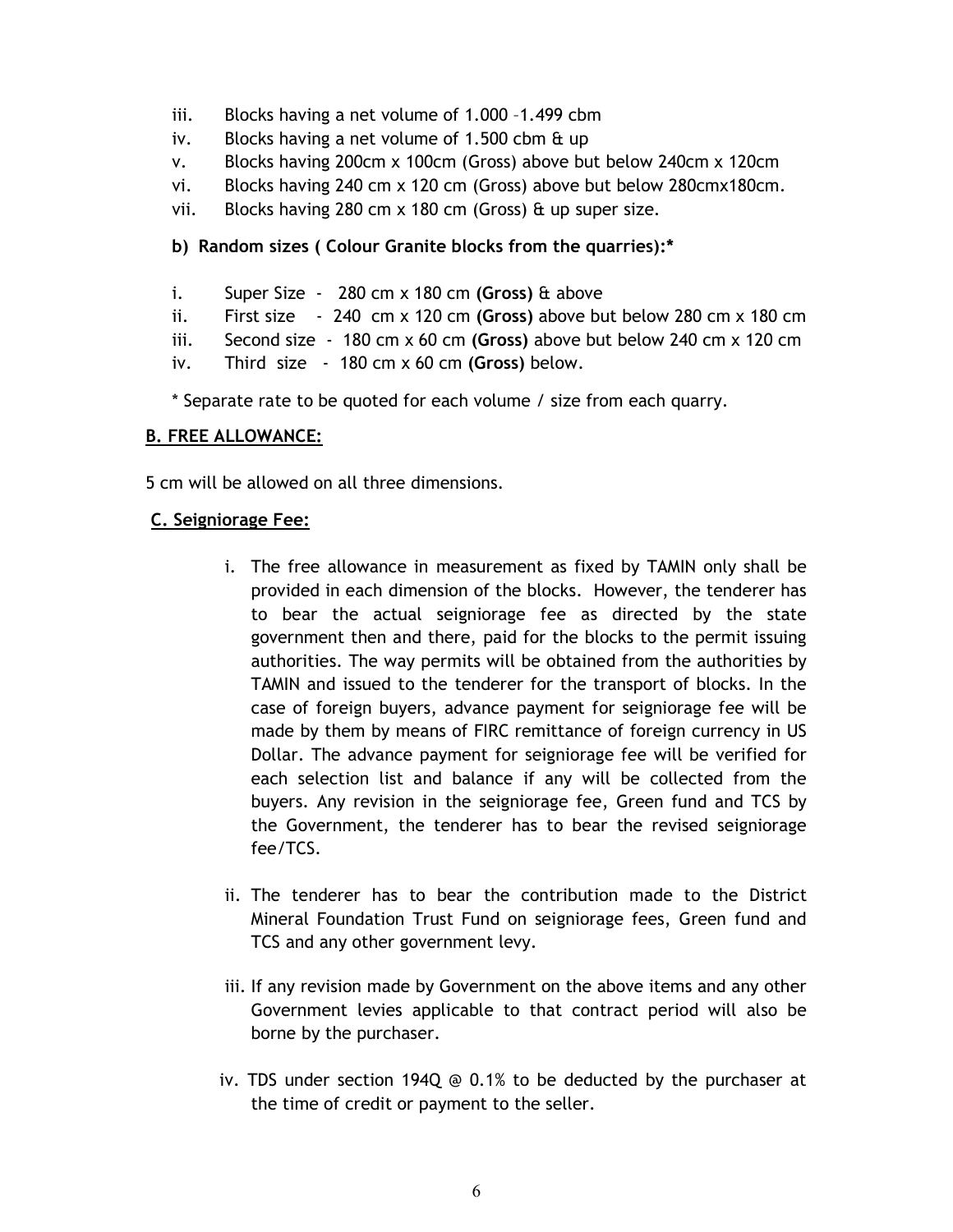iii. Blocks having a net volume of 1.000 –1.499 cbm
iv. Blocks having a net volume of 1.500 cbm & up
v. Blocks having 200cm x 100cm (Gross) above but below 240cm x 120cm
vi. Blocks having 240 cm x 120 cm (Gross) above but below 280cmx180cm.
vii. Blocks having 280 cm x 180 cm (Gross) & up super size.

**b) Random sizes ( Colour Granite blocks from the quarries):***

i. Super Size - 280 cm x 180 cm **(Gross)** & above
ii. First size - 240 cm x 120 cm **(Gross)** above but below 280 cm x 180 cm
iii. Second size - 180 cm x 60 cm **(Gross)** above but below 240 cm x 120 cm
iv. Third size - 180 cm x 60 cm **(Gross)** below.

* Separate rate to be quoted for each volume / size from each quarry.

**B. FREE ALLOWANCE:**

5 cm will be allowed on all three dimensions.

**C. Seigniorage Fee:**

i. The free allowance in measurement as fixed by TAMIN only shall be provided in each dimension of the blocks. However, the tenderer has to bear the actual seigniorage fee as directed by the state government then and there, paid for the blocks to the permit issuing authorities. The way permits will be obtained from the authorities by TAMIN and issued to the tenderer for the transport of blocks. In the case of foreign buyers, advance payment for seigniorage fee will be made by them by means of FIRC remittance of foreign currency in US Dollar. The advance payment for seigniorage fee will be verified for each selection list and balance if any will be collected from the buyers. Any revision in the seigniorage fee, Green fund and TCS by the Government, the tenderer has to bear the revised seigniorage fee/TCS.

ii. The tenderer has to bear the contribution made to the District Mineral Foundation Trust Fund on seigniorage fees, Green fund and TCS and any other government levy.

iii. If any revision made by Government on the above items and any other Government levies applicable to that contract period will also be borne by the purchaser.

iv. TDS under section 194Q @ 0.1% to be deducted by the purchaser at the time of credit or payment to the seller.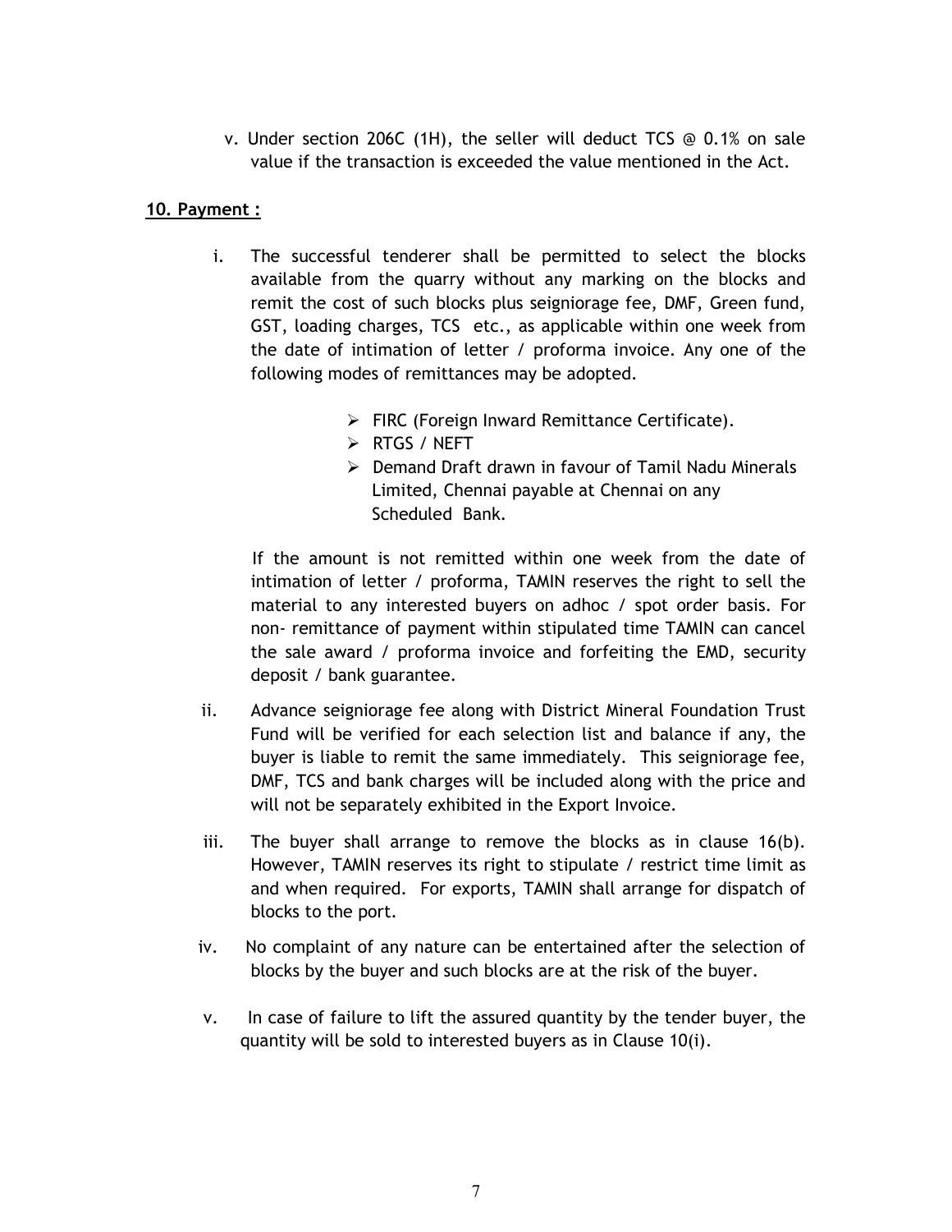v. Under section 206C (1H), the seller will deduct TCS @ 0.1% on sale value if the transaction is exceeded the value mentioned in the Act.

**10. Payment :**

i. The successful tenderer shall be permitted to select the blocks available from the quarry without any marking on the blocks and remit the cost of such blocks plus seigniorage fee, DMF, Green fund, GST, loading charges, TCS etc., as applicable within one week from the date of intimation of letter / proforma invoice. Any one of the following modes of remittances may be adopted.

   - FIRC (Foreign Inward Remittance Certificate).
   - RTGS / NEFT
   - Demand Draft drawn in favour of Tamil Nadu Minerals Limited, Chennai payable at Chennai on any Scheduled Bank.

   If the amount is not remitted within one week from the date of intimation of letter / proforma, TAMIN reserves the right to sell the material to any interested buyers on adhoc / spot order basis. For non- remittance of payment within stipulated time TAMIN can cancel the sale award / proforma invoice and forfeiting the EMD, security deposit / bank guarantee.

ii. Advance seigniorage fee along with District Mineral Foundation Trust Fund will be verified for each selection list and balance if any, the buyer is liable to remit the same immediately. This seigniorage fee, DMF, TCS and bank charges will be included along with the price and will not be separately exhibited in the Export Invoice.

iii. The buyer shall arrange to remove the blocks as in clause 16(b). However, TAMIN reserves its right to stipulate / restrict time limit as and when required. For exports, TAMIN shall arrange for dispatch of blocks to the port.

iv. No complaint of any nature can be entertained after the selection of blocks by the buyer and such blocks are at the risk of the buyer.

v. In case of failure to lift the assured quantity by the tender buyer, the quantity will be sold to interested buyers as in Clause 10(i).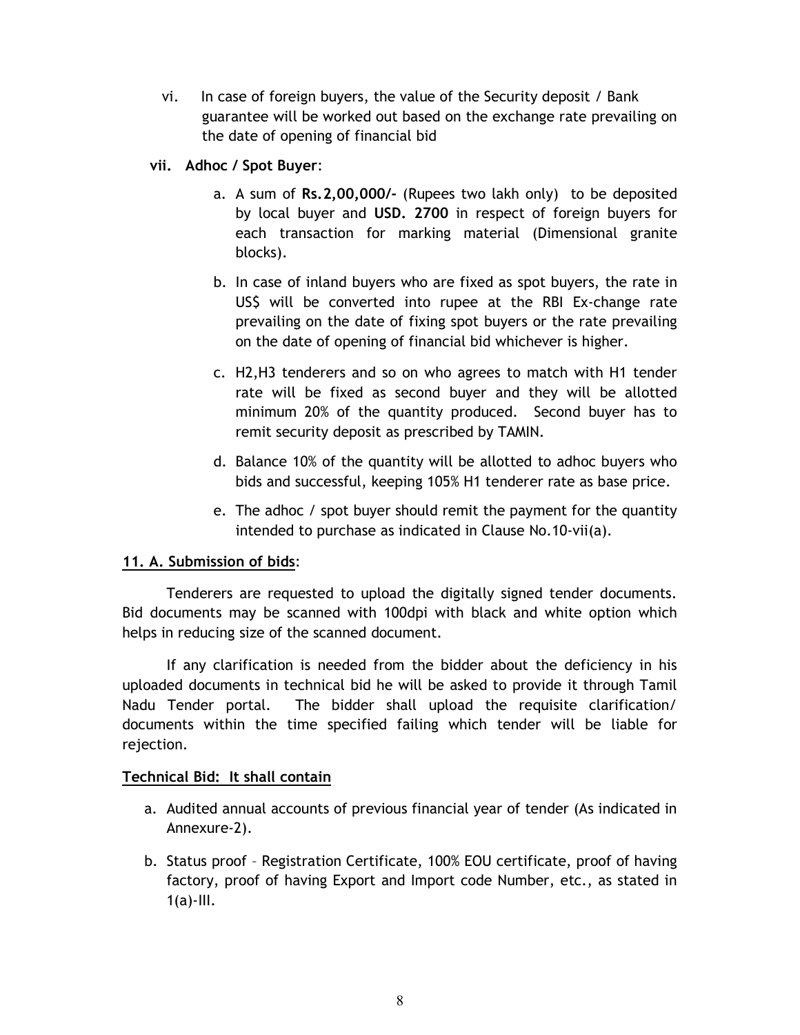vi. In case of foreign buyers, the value of the Security deposit / Bank guarantee will be worked out based on the exchange rate prevailing on the date of opening of financial bid

**vii. Adhoc / Spot Buyer**:

a. A sum of **Rs.2,00,000/-** (Rupees two lakh only) to be deposited by local buyer and **USD. 2700** in respect of foreign buyers for each transaction for marking material (Dimensional granite blocks).

b. In case of inland buyers who are fixed as spot buyers, the rate in US$ will be converted into rupee at the RBI Ex-change rate prevailing on the date of fixing spot buyers or the rate prevailing on the date of opening of financial bid whichever is higher.

c. H2,H3 tenderers and so on who agrees to match with H1 tender rate will be fixed as second buyer and they will be allotted minimum 20% of the quantity produced. Second buyer has to remit security deposit as prescribed by TAMIN.

d. Balance 10% of the quantity will be allotted to adhoc buyers who bids and successful, keeping 105% H1 tenderer rate as base price.

e. The adhoc / spot buyer should remit the payment for the quantity intended to purchase as indicated in Clause No.10-vii(a).

**11. A. Submission of bids**:

Tenderers are requested to upload the digitally signed tender documents. Bid documents may be scanned with 100dpi with black and white option which helps in reducing size of the scanned document.

If any clarification is needed from the bidder about the deficiency in his uploaded documents in technical bid he will be asked to provide it through Tamil Nadu Tender portal. The bidder shall upload the requisite clarification/ documents within the time specified failing which tender will be liable for rejection.

**Technical Bid: It shall contain**

a. Audited annual accounts of previous financial year of tender (As indicated in Annexure-2).

b. Status proof – Registration Certificate, 100% EOU certificate, proof of having factory, proof of having Export and Import code Number, etc., as stated in 1(a)-III.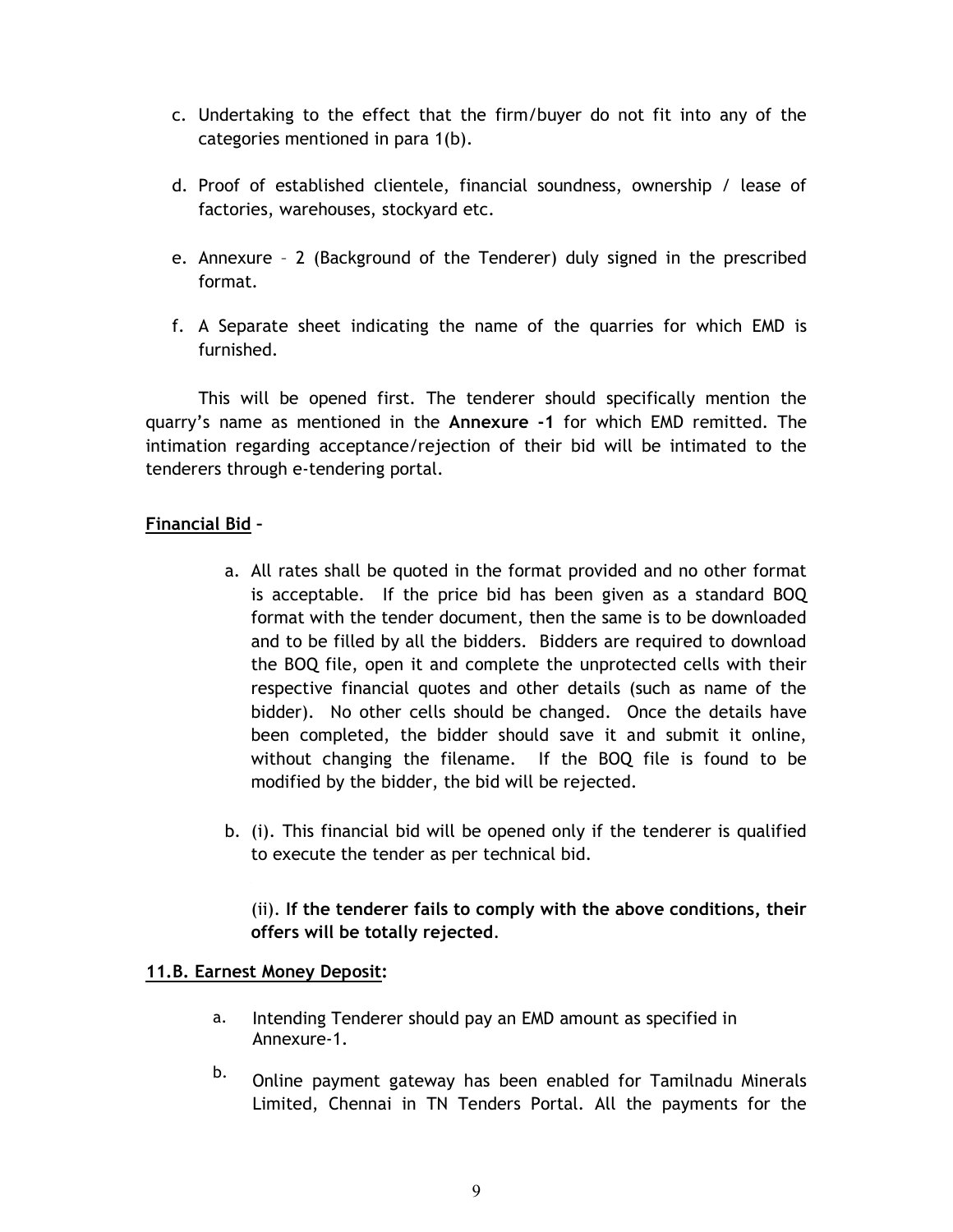c. Undertaking to the effect that the firm/buyer do not fit into any of the categories mentioned in para 1(b).

d. Proof of established clientele, financial soundness, ownership / lease of factories, warehouses, stockyard etc.

e. Annexure – 2 (Background of the Tenderer) duly signed in the prescribed format.

f. A Separate sheet indicating the name of the quarries for which EMD is furnished.

This will be opened first. The tenderer should specifically mention the quarry's name as mentioned in the **Annexure -1** for which EMD remitted. The intimation regarding acceptance/rejection of their bid will be intimated to the tenderers through e-tendering portal.

**Financial Bid** –

a. All rates shall be quoted in the format provided and no other format is acceptable. If the price bid has been given as a standard BOQ format with the tender document, then the same is to be downloaded and to be filled by all the bidders. Bidders are required to download the BOQ file, open it and complete the unprotected cells with their respective financial quotes and other details (such as name of the bidder). No other cells should be changed. Once the details have been completed, the bidder should save it and submit it online, without changing the filename. If the BOQ file is found to be modified by the bidder, the bid will be rejected.

b. (i). This financial bid will be opened only if the tenderer is qualified to execute the tender as per technical bid.

   (ii). **If the tenderer fails to comply with the above conditions, their offers will be totally rejected**.

**11.B. Earnest Money Deposit:**

a. Intending Tenderer should pay an EMD amount as specified in Annexure-1.

b. Online payment gateway has been enabled for Tamilnadu Minerals Limited, Chennai in TN Tenders Portal. All the payments for the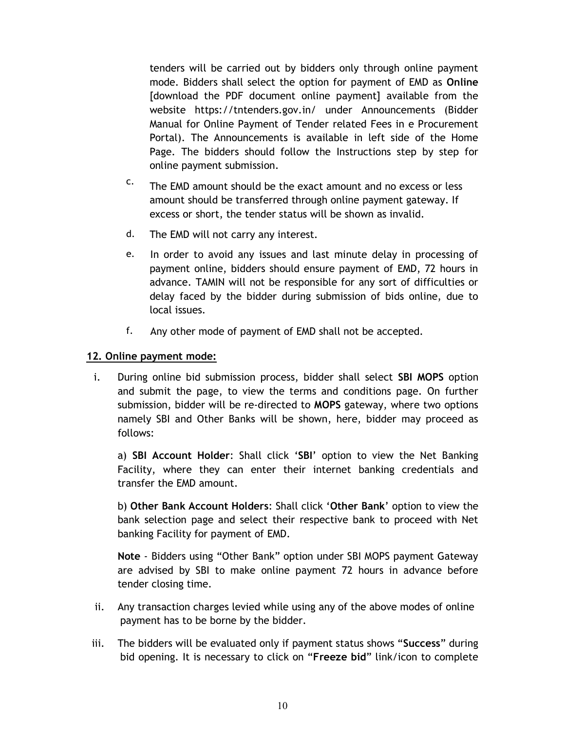tenders will be carried out by bidders only through online payment mode. Bidders shall select the option for payment of EMD as **Online** [download the PDF document online payment] available from the website https://tntenders.gov.in/ under Announcements (Bidder Manual for Online Payment of Tender related Fees in e Procurement Portal). The Announcements is available in left side of the Home Page. The bidders should follow the Instructions step by step for online payment submission.

c. The EMD amount should be the exact amount and no excess or less amount should be transferred through online payment gateway. If excess or short, the tender status will be shown as invalid.

d. The EMD will not carry any interest.

e. In order to avoid any issues and last minute delay in processing of payment online, bidders should ensure payment of EMD, 72 hours in advance. TAMIN will not be responsible for any sort of difficulties or delay faced by the bidder during submission of bids online, due to local issues.

f. Any other mode of payment of EMD shall not be accepted.

**12. Online payment mode:**

i. During online bid submission process, bidder shall select **SBI MOPS** option and submit the page, to view the terms and conditions page. On further submission, bidder will be re-directed to **MOPS** gateway, where two options namely SBI and Other Banks will be shown, here, bidder may proceed as follows:

   a) **SBI Account Holder**: Shall click '**SBI**' option to view the Net Banking Facility, where they can enter their internet banking credentials and transfer the EMD amount.

   b) **Other Bank Account Holders**: Shall click '**Other Bank**' option to view the bank selection page and select their respective bank to proceed with Net banking Facility for payment of EMD.

   **Note** - Bidders using "Other Bank" option under SBI MOPS payment Gateway are advised by SBI to make online payment 72 hours in advance before tender closing time.

ii. Any transaction charges levied while using any of the above modes of online payment has to be borne by the bidder.

iii. The bidders will be evaluated only if payment status shows "**Success**" during bid opening. It is necessary to click on "**Freeze bid**" link/icon to complete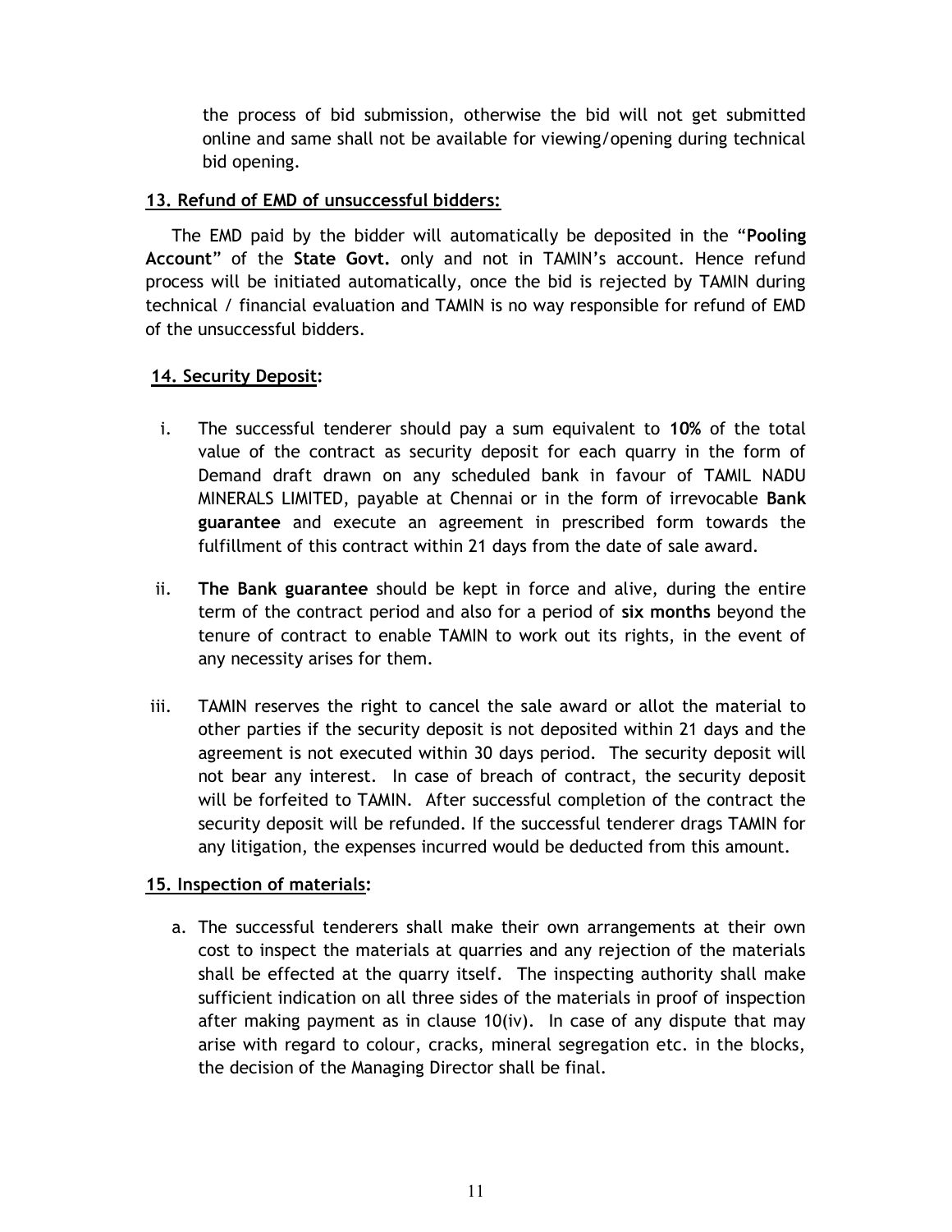the process of bid submission, otherwise the bid will not get submitted online and same shall not be available for viewing/opening during technical bid opening.

**13. Refund of EMD of unsuccessful bidders:**

The EMD paid by the bidder will automatically be deposited in the "**Pooling Account**" of the **State Govt.** only and not in TAMIN's account. Hence refund process will be initiated automatically, once the bid is rejected by TAMIN during technical / financial evaluation and TAMIN is no way responsible for refund of EMD of the unsuccessful bidders.

**14. Security Deposit:**

i. The successful tenderer should pay a sum equivalent to **10%** of the total value of the contract as security deposit for each quarry in the form of Demand draft drawn on any scheduled bank in favour of TAMIL NADU MINERALS LIMITED, payable at Chennai or in the form of irrevocable **Bank guarantee** and execute an agreement in prescribed form towards the fulfillment of this contract within 21 days from the date of sale award.

ii. **The Bank guarantee** should be kept in force and alive, during the entire term of the contract period and also for a period of **six months** beyond the tenure of contract to enable TAMIN to work out its rights, in the event of any necessity arises for them.

iii. TAMIN reserves the right to cancel the sale award or allot the material to other parties if the security deposit is not deposited within 21 days and the agreement is not executed within 30 days period. The security deposit will not bear any interest. In case of breach of contract, the security deposit will be forfeited to TAMIN. After successful completion of the contract the security deposit will be refunded. If the successful tenderer drags TAMIN for any litigation, the expenses incurred would be deducted from this amount.

**15. Inspection of materials:**

a. The successful tenderers shall make their own arrangements at their own cost to inspect the materials at quarries and any rejection of the materials shall be effected at the quarry itself. The inspecting authority shall make sufficient indication on all three sides of the materials in proof of inspection after making payment as in clause 10(iv). In case of any dispute that may arise with regard to colour, cracks, mineral segregation etc. in the blocks, the decision of the Managing Director shall be final.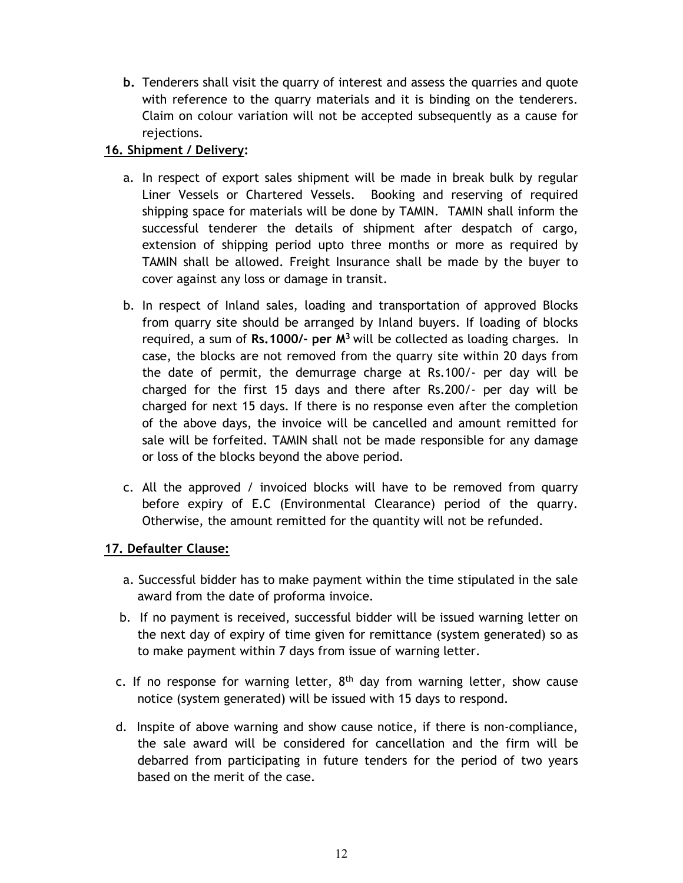b. Tenderers shall visit the quarry of interest and assess the quarries and quote with reference to the quarry materials and it is binding on the tenderers. Claim on colour variation will not be accepted subsequently as a cause for rejections.

**16. Shipment / Delivery:**

a. In respect of export sales shipment will be made in break bulk by regular Liner Vessels or Chartered Vessels. Booking and reserving of required shipping space for materials will be done by TAMIN. TAMIN shall inform the successful tenderer the details of shipment after despatch of cargo, extension of shipping period upto three months or more as required by TAMIN shall be allowed. Freight Insurance shall be made by the buyer to cover against any loss or damage in transit.

b. In respect of Inland sales, loading and transportation of approved Blocks from quarry site should be arranged by Inland buyers. If loading of blocks required, a sum of **Rs.1000/- per $M^3$** will be collected as loading charges. In case, the blocks are not removed from the quarry site within 20 days from the date of permit, the demurrage charge at Rs.100/- per day will be charged for the first 15 days and there after Rs.200/- per day will be charged for next 15 days. If there is no response even after the completion of the above days, the invoice will be cancelled and amount remitted for sale will be forfeited. TAMIN shall not be made responsible for any damage or loss of the blocks beyond the above period.

c. All the approved / invoiced blocks will have to be removed from quarry before expiry of E.C (Environmental Clearance) period of the quarry. Otherwise, the amount remitted for the quantity will not be refunded.

**17. Defaulter Clause:**

a. Successful bidder has to make payment within the time stipulated in the sale award from the date of proforma invoice.

b. If no payment is received, successful bidder will be issued warning letter on the next day of expiry of time given for remittance (system generated) so as to make payment within 7 days from issue of warning letter.

c. If no response for warning letter, 8th day from warning letter, show cause notice (system generated) will be issued with 15 days to respond.

d. Inspite of above warning and show cause notice, if there is non-compliance, the sale award will be considered for cancellation and the firm will be debarred from participating in future tenders for the period of two years based on the merit of the case.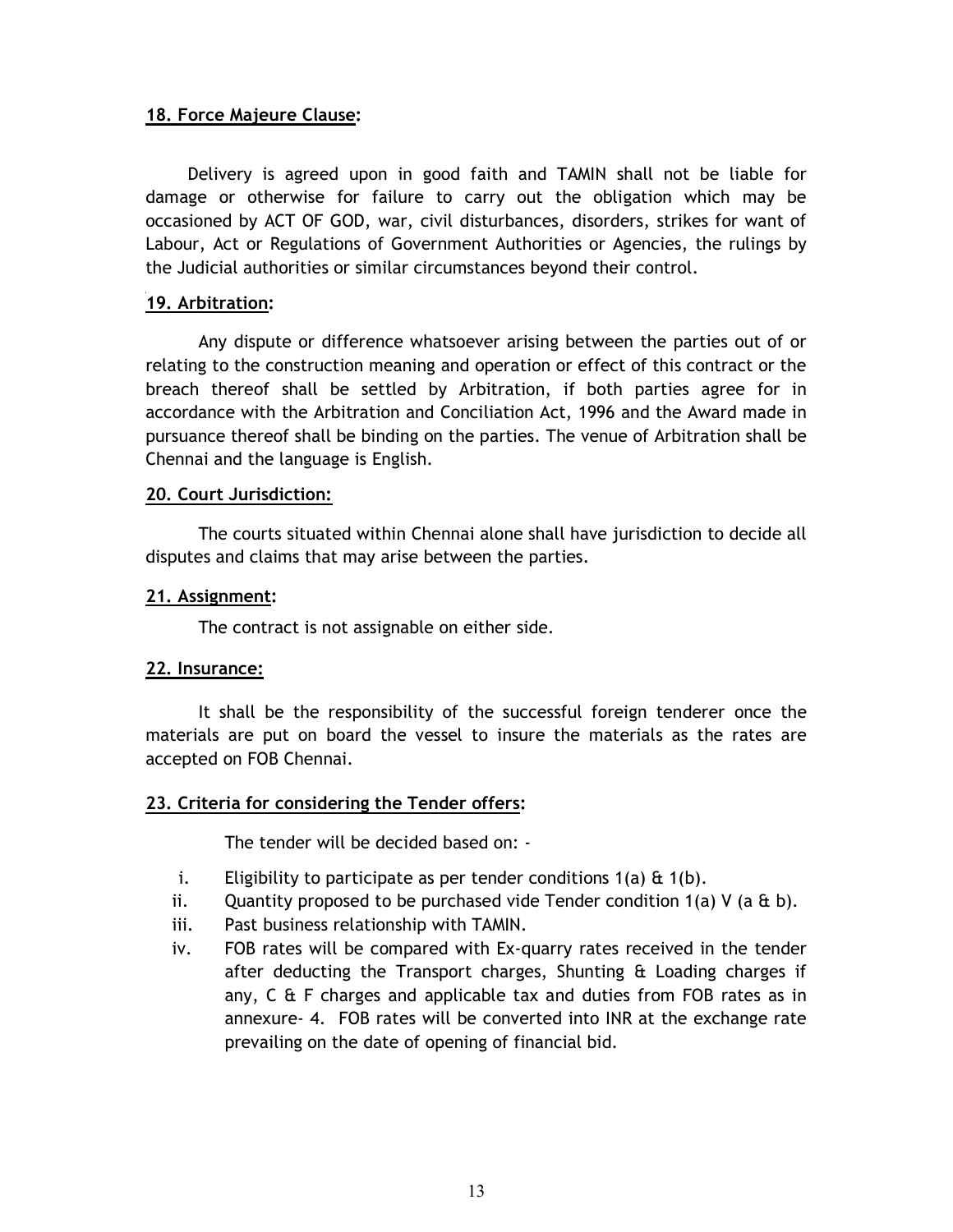**18. Force Majeure Clause:**

Delivery is agreed upon in good faith and TAMIN shall not be liable for damage or otherwise for failure to carry out the obligation which may be occasioned by ACT OF GOD, war, civil disturbances, disorders, strikes for want of Labour, Act or Regulations of Government Authorities or Agencies, the rulings by the Judicial authorities or similar circumstances beyond their control.

**19. Arbitration:**

Any dispute or difference whatsoever arising between the parties out of or relating to the construction meaning and operation or effect of this contract or the breach thereof shall be settled by Arbitration, if both parties agree for in accordance with the Arbitration and Conciliation Act, 1996 and the Award made in pursuance thereof shall be binding on the parties. The venue of Arbitration shall be Chennai and the language is English.

**20. Court Jurisdiction:**

The courts situated within Chennai alone shall have jurisdiction to decide all disputes and claims that may arise between the parties.

**21. Assignment:**

The contract is not assignable on either side.

**22. Insurance:**

It shall be the responsibility of the successful foreign tenderer once the materials are put on board the vessel to insure the materials as the rates are accepted on FOB Chennai.

**23. Criteria for considering the Tender offers:**

The tender will be decided based on: -

i. Eligibility to participate as per tender conditions 1(a) & 1(b).
ii. Quantity proposed to be purchased vide Tender condition 1(a) V (a & b).
iii. Past business relationship with TAMIN.
iv. FOB rates will be compared with Ex-quarry rates received in the tender after deducting the Transport charges, Shunting & Loading charges if any, C & F charges and applicable tax and duties from FOB rates as in annexure- 4. FOB rates will be converted into INR at the exchange rate prevailing on the date of opening of financial bid.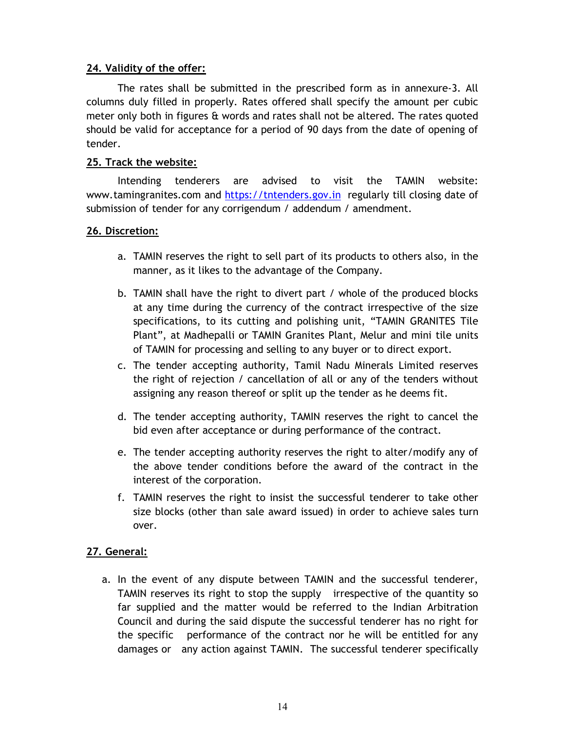**24. Validity of the offer:**

The rates shall be submitted in the prescribed form as in annexure-3. All columns duly filled in properly. Rates offered shall specify the amount per cubic meter only both in figures & words and rates shall not be altered. The rates quoted should be valid for acceptance for a period of 90 days from the date of opening of tender.

**25. Track the website:**

Intending tenderers are advised to visit the TAMIN website: www.tamingranites.com and https://tntenders.gov.in regularly till closing date of submission of tender for any corrigendum / addendum / amendment.

**26. Discretion:**

a. TAMIN reserves the right to sell part of its products to others also, in the manner, as it likes to the advantage of the Company.

b. TAMIN shall have the right to divert part / whole of the produced blocks at any time during the currency of the contract irrespective of the size specifications, to its cutting and polishing unit, "TAMIN GRANITES Tile Plant", at Madhepalli or TAMIN Granites Plant, Melur and mini tile units of TAMIN for processing and selling to any buyer or to direct export.

c. The tender accepting authority, Tamil Nadu Minerals Limited reserves the right of rejection / cancellation of all or any of the tenders without assigning any reason thereof or split up the tender as he deems fit.

d. The tender accepting authority, TAMIN reserves the right to cancel the bid even after acceptance or during performance of the contract.

e. The tender accepting authority reserves the right to alter/modify any of the above tender conditions before the award of the contract in the interest of the corporation.

f. TAMIN reserves the right to insist the successful tenderer to take other size blocks (other than sale award issued) in order to achieve sales turn over.

**27. General:**

a. In the event of any dispute between TAMIN and the successful tenderer, TAMIN reserves its right to stop the supply irrespective of the quantity so far supplied and the matter would be referred to the Indian Arbitration Council and during the said dispute the successful tenderer has no right for the specific performance of the contract nor he will be entitled for any damages or any action against TAMIN. The successful tenderer specifically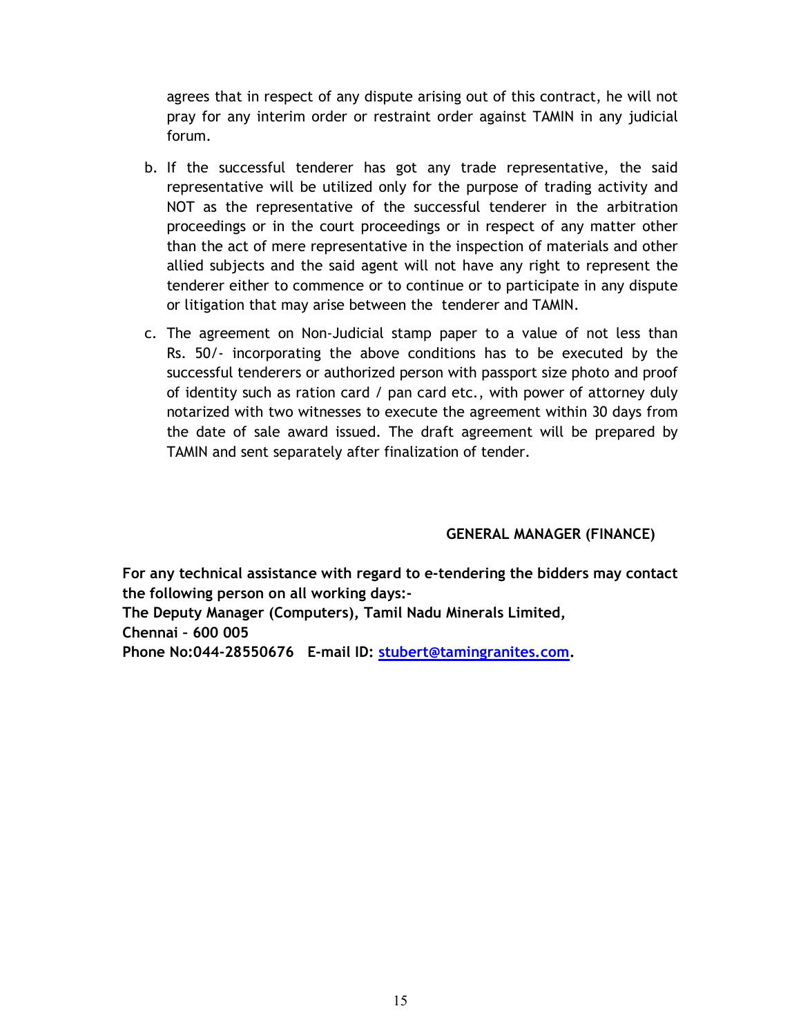agrees that in respect of any dispute arising out of this contract, he will not pray for any interim order or restraint order against TAMIN in any judicial forum.

b. If the successful tenderer has got any trade representative, the said representative will be utilized only for the purpose of trading activity and NOT as the representative of the successful tenderer in the arbitration proceedings or in the court proceedings or in respect of any matter other than the act of mere representative in the inspection of materials and other allied subjects and the said agent will not have any right to represent the tenderer either to commence or to continue or to participate in any dispute or litigation that may arise between the tenderer and TAMIN.

c. The agreement on Non-Judicial stamp paper to a value of not less than Rs. 50/- incorporating the above conditions has to be executed by the successful tenderers or authorized person with passport size photo and proof of identity such as ration card / pan card etc., with power of attorney duly notarized with two witnesses to execute the agreement within 30 days from the date of sale award issued. The draft agreement will be prepared by TAMIN and sent separately after finalization of tender.

**GENERAL MANAGER (FINANCE)**

**For any technical assistance with regard to e-tendering the bidders may contact the following person on all working days:-**
**The Deputy Manager (Computers), Tamil Nadu Minerals Limited,**
**Chennai – 600 005**
**Phone No:044-28550676 E-mail ID: stubert@tamingranites.com.**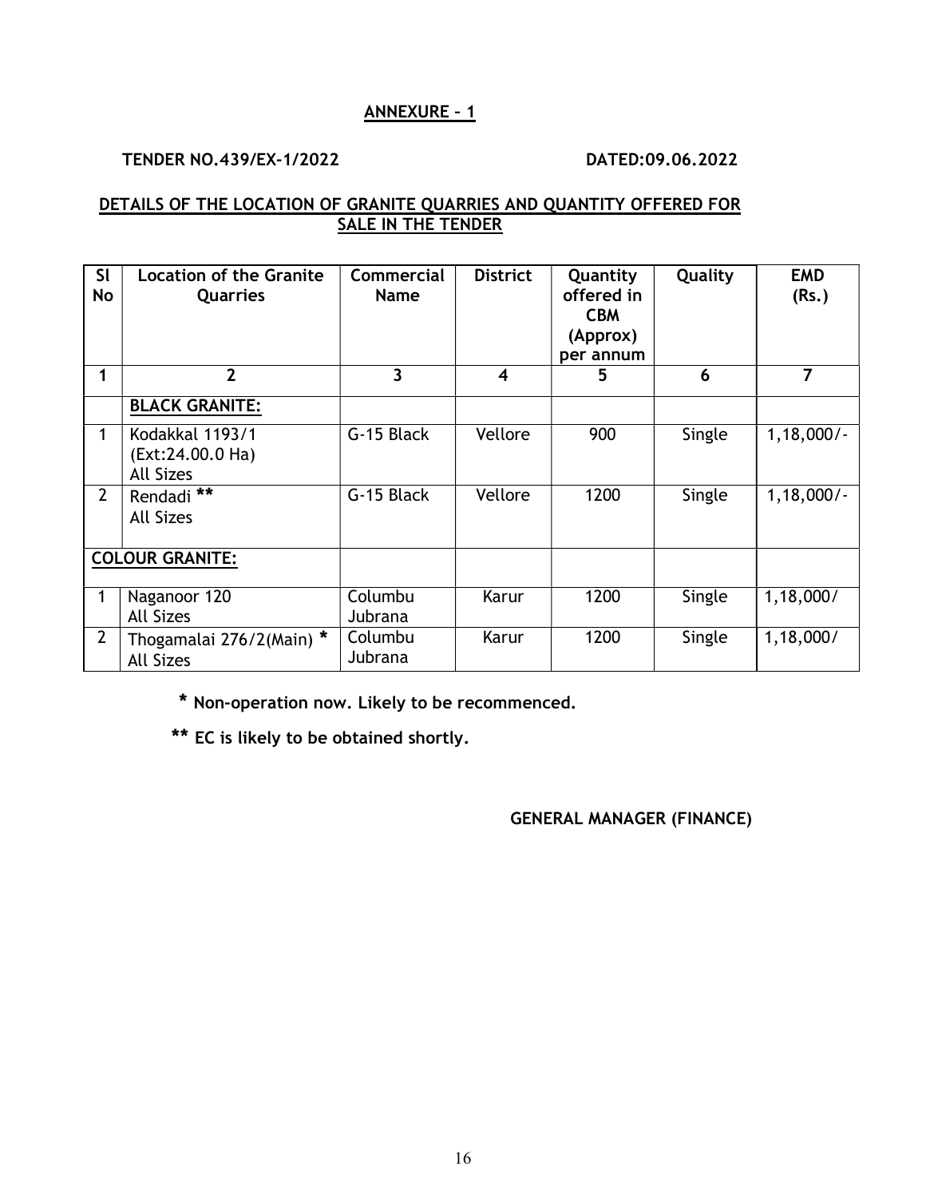## ANNEXURE – 1

**TENDER NO.439/EX-1/2022** **DATED:09.06.2022**

**DETAILS OF THE LOCATION OF GRANITE QUARRIES AND QUANTITY OFFERED FOR SALE IN THE TENDER**

| Sl No | Location of the Granite Quarries | Commercial Name | District | Quantity offered in CBM (Approx) per annum | Quality | EMD (Rs.) |
|---|---|---|---|---|---|---|
| 1 | 2 | 3 | 4 | 5 | 6 | 7 |
| | **BLACK GRANITE:** | | | | | |
| 1 | Kodakkal 1193/1 (Ext:24.00.0 Ha) All Sizes | G-15 Black | Vellore | 900 | Single | 1,18,000/- |
| 2 | Rendadi ** All Sizes | G-15 Black | Vellore | 1200 | Single | 1,18,000/- |
| **COLOUR GRANITE:** | | | | | | |
| 1 | Naganoor 120 All Sizes | Columbu Jubrana | Karur | 1200 | Single | 1,18,000/ |
| 2 | Thogamalai 276/2(Main) * All Sizes | Columbu Jubrana | Karur | 1200 | Single | 1,18,000/ |

**\* Non-operation now. Likely to be recommenced.**

**\*\* EC is likely to be obtained shortly.**

**GENERAL MANAGER (FINANCE)**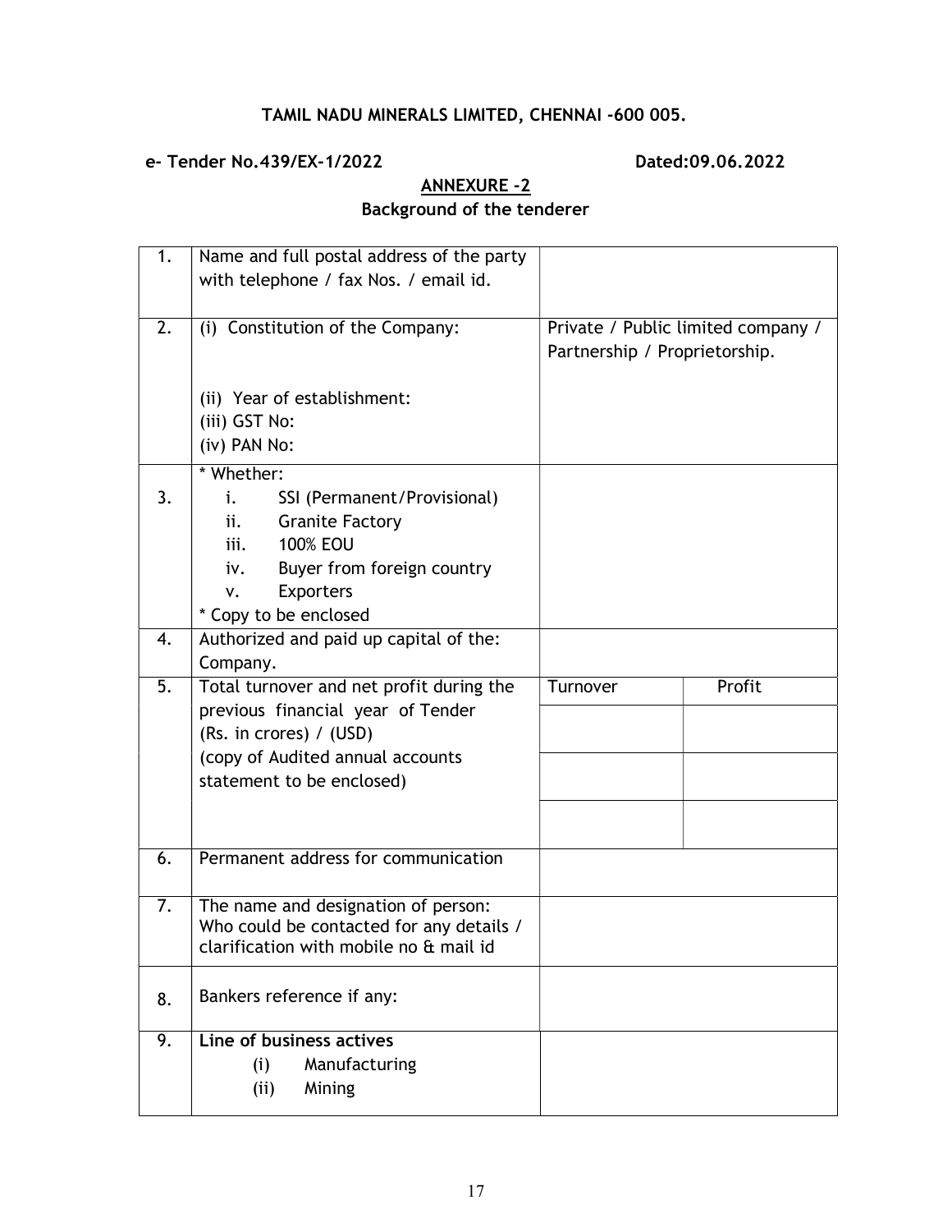**TAMIL NADU MINERALS LIMITED, CHENNAI -600 005.**

**e- Tender No.439/EX-1/2022** **Dated:09.06.2022**

## ANNEXURE -2

### Background of the tenderer

| | | | |
|---|---|---|---|
| 1. | Name and full postal address of the party with telephone / fax Nos. / email id. | | |
| 2. | (i) Constitution of the Company:<br><br>(ii) Year of establishment:<br>(iii) GST No:<br>(iv) PAN No: | Private / Public limited company / Partnership / Proprietorship. | |
| 3. | * Whether:<br>i. SSI (Permanent/Provisional)<br>ii. Granite Factory<br>iii. 100% EOU<br>iv. Buyer from foreign country<br>v. Exporters<br>* Copy to be enclosed | | |
| 4. | Authorized and paid up capital of the: Company. | | |
| 5. | Total turnover and net profit during the previous financial year of Tender (Rs. in crores) / (USD)<br>(copy of Audited annual accounts statement to be enclosed) | Turnover | Profit |
| | | | |
| | | | |
| | | | |
| 6. | Permanent address for communication | | |
| 7. | The name and designation of person: Who could be contacted for any details / clarification with mobile no & mail id | | |
| 8. | Bankers reference if any: | | |
| 9. | **Line of business actives**<br>(i) Manufacturing<br>(ii) Mining | | |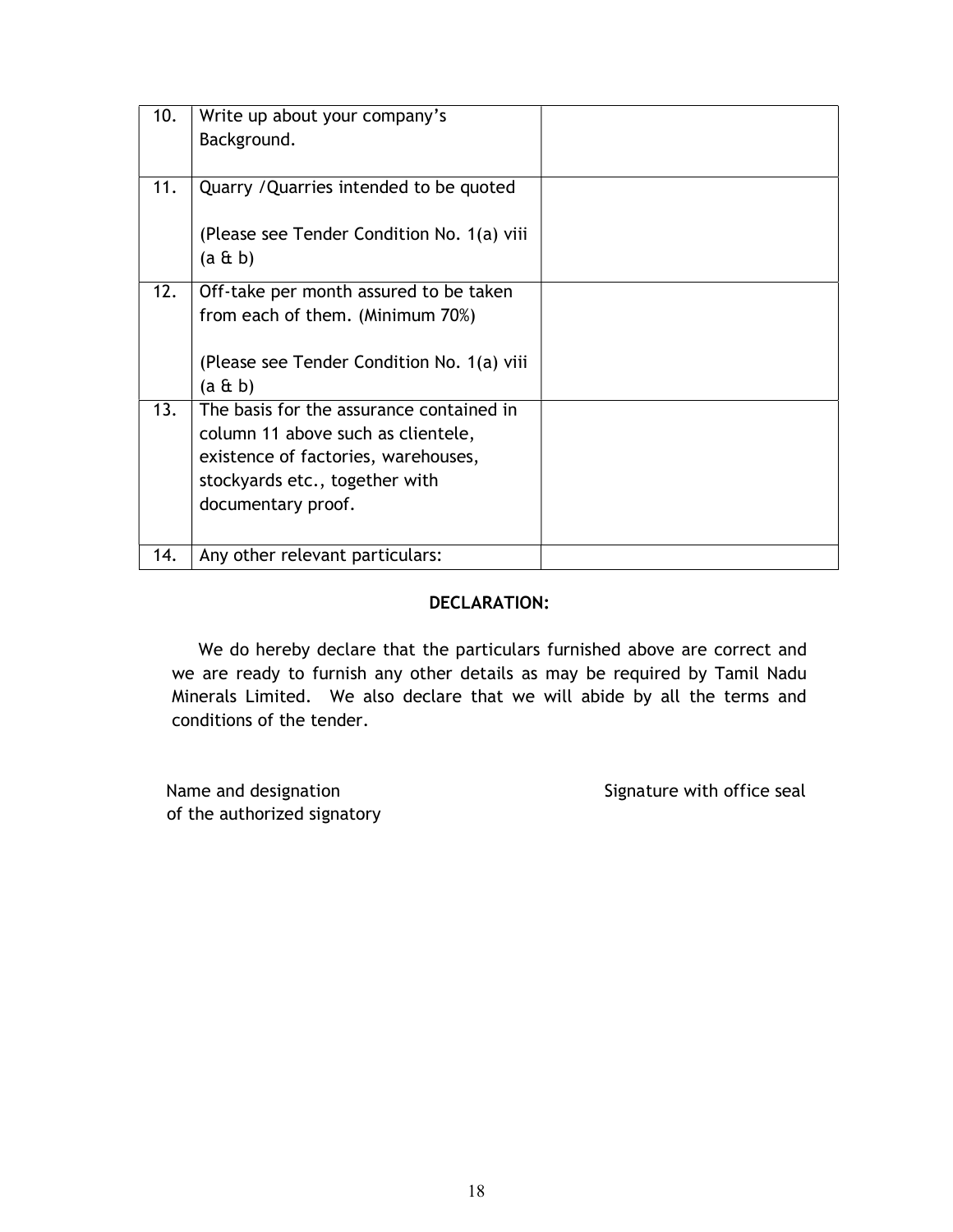| | | |
|---|---|---|
| 10. | Write up about your company's Background. | |
| 11. | Quarry /Quarries intended to be quoted<br><br>(Please see Tender Condition No. 1(a) viii (a & b) | |
| 12. | Off-take per month assured to be taken from each of them. (Minimum 70%)<br><br>(Please see Tender Condition No. 1(a) viii (a & b) | |
| 13. | The basis for the assurance contained in column 11 above such as clientele, existence of factories, warehouses, stockyards etc., together with documentary proof. | |
| 14. | Any other relevant particulars: | |

**DECLARATION:**

We do hereby declare that the particulars furnished above are correct and we are ready to furnish any other details as may be required by Tamil Nadu Minerals Limited. We also declare that we will abide by all the terms and conditions of the tender.

Name and designation of the authorized signatory

Signature with office seal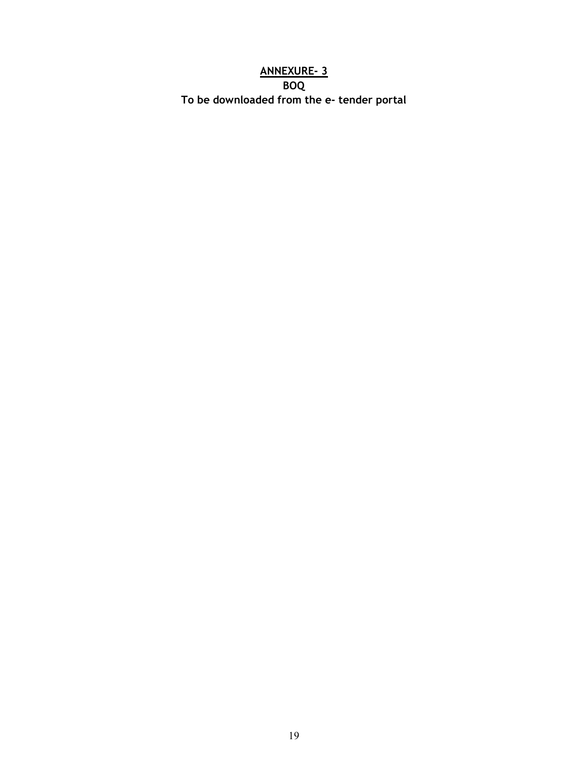# <u>ANNEXURE- 3</u>

**BOQ**

**To be downloaded from the e- tender portal**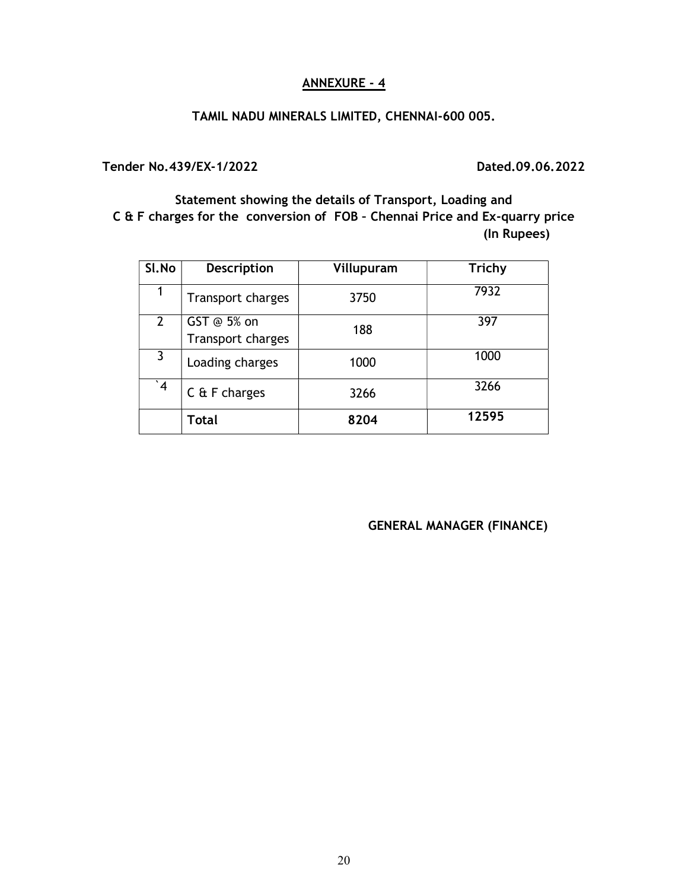## ANNEXURE - 4

### TAMIL NADU MINERALS LIMITED, CHENNAI-600 005.

**Tender No.439/EX-1/2022** **Dated.09.06.2022**

**Statement showing the details of Transport, Loading and C & F charges for the conversion of FOB – Chennai Price and Ex-quarry price**

**(In Rupees)**

| Sl.No | Description | Villupuram | Trichy |
|---|---|---|---|
| 1 | Transport charges | 3750 | 7932 |
| 2 | GST @ 5% on Transport charges | 188 | 397 |
| 3 | Loading charges | 1000 | 1000 |
| `4 | C & F charges | 3266 | 3266 |
| | **Total** | **8204** | **12595** |

**GENERAL MANAGER (FINANCE)**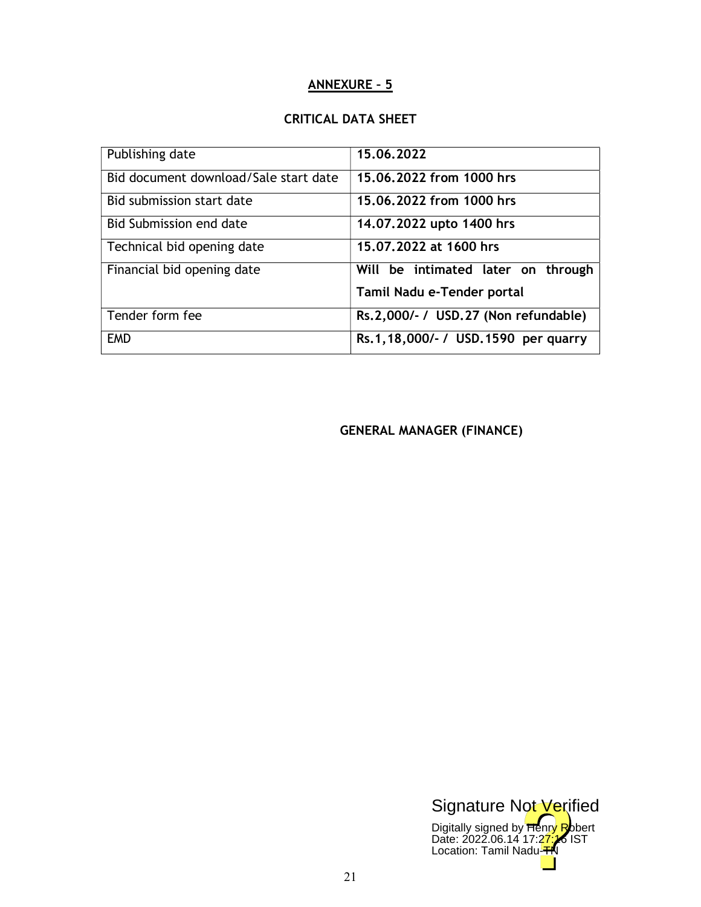## ANNEXURE – 5

### CRITICAL DATA SHEET

| | |
|---|---|
| Publishing date | **15.06.2022** |
| Bid document download/Sale start date | **15.06.2022 from 1000 hrs** |
| Bid submission start date | **15.06.2022 from 1000 hrs** |
| Bid Submission end date | **14.07.2022 upto 1400 hrs** |
| Technical bid opening date | **15.07.2022 at 1600 hrs** |
| Financial bid opening date | **Will be intimated later on through Tamil Nadu e-Tender portal** |
| Tender form fee | **Rs.2,000/- / USD.27 (Non refundable)** |
| EMD | **Rs.1,18,000/- / USD.1590 per quarry** |

**GENERAL MANAGER (FINANCE)**

Signature Not Verified
Digitally signed by Henry Robert
Date: 2022.06.14 17:27:16 IST
Location: Tamil Nadu-TN